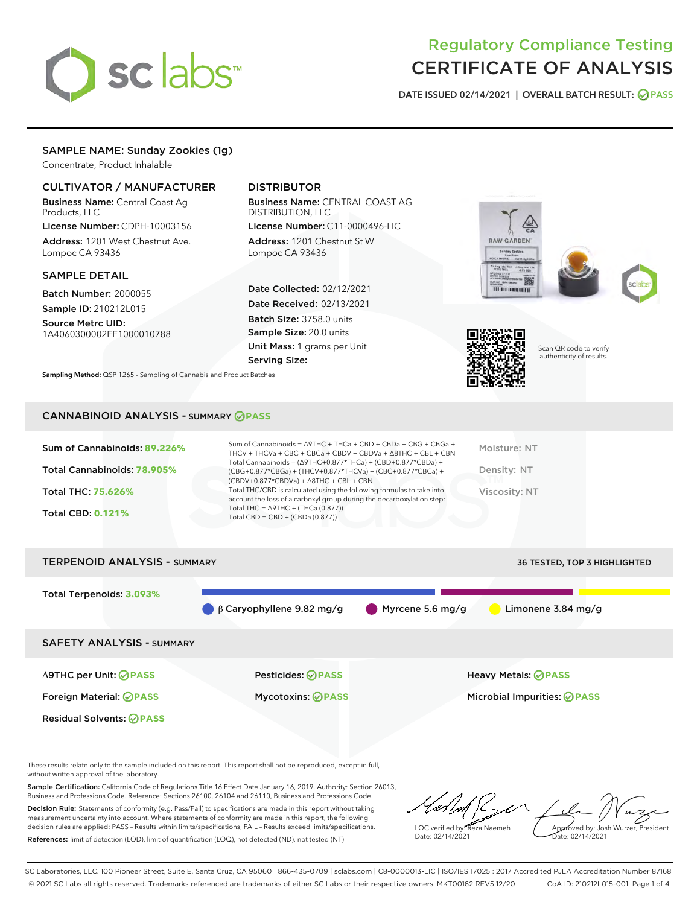# Regulatory Compliance Testing
# CERTIFICATE OF ANALYSIS

DATE ISSUED 02/14/2021 | OVERALL BATCH RESULT: PASS

## SAMPLE NAME: Sunday Zookies (1g)

Concentrate, Product Inhalable

### CULTIVATOR / MANUFACTURER

**Business Name:** Central Coast Ag Products, LLC

**License Number:** CDPH-10003156

**Address:** 1201 West Chestnut Ave. Lompoc CA 93436

### DISTRIBUTOR

**Business Name:** CENTRAL COAST AG DISTRIBUTION, LLC

**License Number:** C11-0000496-LIC

**Address:** 1201 Chestnut St W Lompoc CA 93436

### SAMPLE DETAIL

**Batch Number:** 2000055

**Sample ID:** 210212L015

**Source Metrc UID:** 1A4060300002EE1000010788

**Date Collected:** 02/12/2021

**Date Received:** 02/13/2021

**Batch Size:** 3758.0 units

**Sample Size:** 20.0 units

**Unit Mass:** 1 grams per Unit

**Serving Size:**

Scan QR code to verify authenticity of results.

**Sampling Method:** QSP 1265 - Sampling of Cannabis and Product Batches

## CANNABINOID ANALYSIS - SUMMARY PASS

Sum of Cannabinoids: **89.226%**

Total Cannabinoids: **78.905%**

Total THC: **75.626%**

Total CBD: **0.121%**

Sum of Cannabinoids = Δ9THC + THCa + CBD + CBDa + CBG + CBGa + THCV + THCVa + CBC + CBCa + CBDV + CBDVa + Δ8THC + CBL + CBN
Total Cannabinoids = (Δ9THC+0.877*THCa) + (CBD+0.877*CBDa) + (CBG+0.877*CBGa) + (THCV+0.877*THCVa) + (CBC+0.877*CBCa) + (CBDV+0.877*CBDVa) + Δ8THC + CBL + CBN
Total THC/CBD is calculated using the following formulas to take into account the loss of a carboxyl group during the decarboxylation step:
Total THC = Δ9THC + (THCa (0.877))
Total CBD = CBD + (CBDa (0.877))

Moisture: NT

Density: NT

Viscosity: NT

## TERPENOID ANALYSIS - SUMMARY

36 TESTED, TOP 3 HIGHLIGHTED

Total Terpenoids: **3.093%**

β Caryophyllene 9.82 mg/g | Myrcene 5.6 mg/g | Limonene 3.84 mg/g

## SAFETY ANALYSIS - SUMMARY

| | | |
|---|---|---|
| Δ9THC per Unit: PASS | Pesticides: PASS | Heavy Metals: PASS |
| Foreign Material: PASS | Mycotoxins: PASS | Microbial Impurities: PASS |
| Residual Solvents: PASS | | |

These results relate only to the sample included on this report. This report shall not be reproduced, except in full, without written approval of the laboratory.

**Sample Certification:** California Code of Regulations Title 16 Effect Date January 16, 2019. Authority: Section 26013, Business and Professions Code. Reference: Sections 26100, 26104 and 26110, Business and Professions Code.

**Decision Rule:** Statements of conformity (e.g. Pass/Fail) to specifications are made in this report without taking measurement uncertainty into account. Where statements of conformity are made in this report, the following decision rules are applied: PASS – Results within limits/specifications, FAIL – Results exceed limits/specifications.

**References:** limit of detection (LOD), limit of quantification (LOQ), not detected (ND), not tested (NT)

LQC verified by: Reza Naemeh
Date: 02/14/2021

Approved by: Josh Wurzer, President
Date: 02/14/2021

SC Laboratories, LLC. 100 Pioneer Street, Suite E, Santa Cruz, CA 95060 | 866-435-0709 | sclabs.com | C8-0000013-LIC | ISO/IES 17025 : 2017 Accredited PJLA Accreditation Number 87168
© 2021 SC Labs all rights reserved. Trademarks referenced are trademarks of either SC Labs or their respective owners. MKT00162 REV5 12/20 CoA ID: 210212L015-001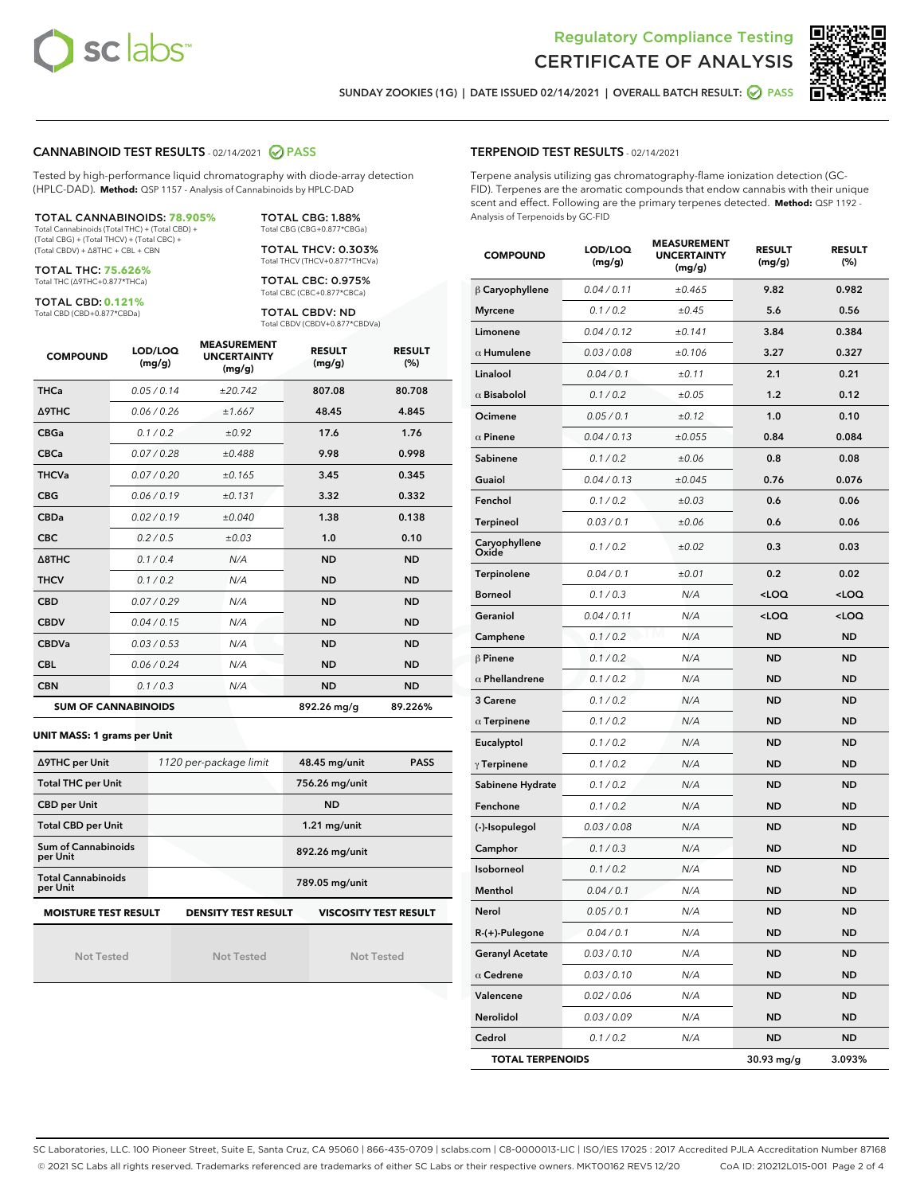# Regulatory Compliance Testing
# CERTIFICATE OF ANALYSIS

SUNDAY ZOOKIES (1G) | DATE ISSUED 02/14/2021 | OVERALL BATCH RESULT: PASS

## CANNABINOID TEST RESULTS - 02/14/2021 PASS

Tested by high-performance liquid chromatography with diode-array detection (HPLC-DAD). **Method:** QSP 1157 - Analysis of Cannabinoids by HPLC-DAD

**TOTAL CANNABINOIDS: 78.905%**
Total Cannabinoids (Total THC) + (Total CBD) + (Total CBG) + (Total THCV) + (Total CBC) + (Total CBDV) + Δ8THC + CBL + CBN

**TOTAL THC: 75.626%**
Total THC (Δ9THC+0.877*THCa)

**TOTAL CBD: 0.121%**
Total CBD (CBD+0.877*CBDa)

**TOTAL CBG: 1.88%**
Total CBG (CBG+0.877*CBGa)

**TOTAL THCV: 0.303%**
Total THCV (THCV+0.877*THCVa)

**TOTAL CBC: 0.975%**
Total CBC (CBC+0.877*CBCa)

**TOTAL CBDV: ND**
Total CBDV (CBDV+0.877*CBDVa)

| COMPOUND | LOD/LOQ (mg/g) | MEASUREMENT UNCERTAINTY (mg/g) | RESULT (mg/g) | RESULT (%) |
|---|---|---|---|---|
| THCa | 0.05 / 0.14 | ±20.742 | 807.08 | 80.708 |
| Δ9THC | 0.06 / 0.26 | ±1.667 | 48.45 | 4.845 |
| CBGa | 0.1 / 0.2 | ±0.92 | 17.6 | 1.76 |
| CBCa | 0.07 / 0.28 | ±0.488 | 9.98 | 0.998 |
| THCVa | 0.07 / 0.20 | ±0.165 | 3.45 | 0.345 |
| CBG | 0.06 / 0.19 | ±0.131 | 3.32 | 0.332 |
| CBDa | 0.02 / 0.19 | ±0.040 | 1.38 | 0.138 |
| CBC | 0.2 / 0.5 | ±0.03 | 1.0 | 0.10 |
| Δ8THC | 0.1 / 0.4 | N/A | ND | ND |
| THCV | 0.1 / 0.2 | N/A | ND | ND |
| CBD | 0.07 / 0.29 | N/A | ND | ND |
| CBDV | 0.04 / 0.15 | N/A | ND | ND |
| CBDVa | 0.03 / 0.53 | N/A | ND | ND |
| CBL | 0.06 / 0.24 | N/A | ND | ND |
| CBN | 0.1 / 0.3 | N/A | ND | ND |
| **SUM OF CANNABINOIDS** | | | **892.26 mg/g** | **89.226%** |

**UNIT MASS: 1 grams per Unit**

| | | | |
|---|---|---|---|
| Δ9THC per Unit | 1120 per-package limit | 48.45 mg/unit | PASS |
| Total THC per Unit | | 756.26 mg/unit | |
| CBD per Unit | | ND | |
| Total CBD per Unit | | 1.21 mg/unit | |
| Sum of Cannabinoids per Unit | | 892.26 mg/unit | |
| Total Cannabinoids per Unit | | 789.05 mg/unit | |

| MOISTURE TEST RESULT | DENSITY TEST RESULT | VISCOSITY TEST RESULT |
|---|---|---|
| Not Tested | Not Tested | Not Tested |

## TERPENOID TEST RESULTS - 02/14/2021

Terpene analysis utilizing gas chromatography-flame ionization detection (GC-FID). Terpenes are the aromatic compounds that endow cannabis with their unique scent and effect. Following are the primary terpenes detected. **Method:** QSP 1192 - Analysis of Terpenoids by GC-FID

| COMPOUND | LOD/LOQ (mg/g) | MEASUREMENT UNCERTAINTY (mg/g) | RESULT (mg/g) | RESULT (%) |
|---|---|---|---|---|
| β Caryophyllene | 0.04 / 0.11 | ±0.465 | 9.82 | 0.982 |
| Myrcene | 0.1 / 0.2 | ±0.45 | 5.6 | 0.56 |
| Limonene | 0.04 / 0.12 | ±0.141 | 3.84 | 0.384 |
| α Humulene | 0.03 / 0.08 | ±0.106 | 3.27 | 0.327 |
| Linalool | 0.04 / 0.1 | ±0.11 | 2.1 | 0.21 |
| α Bisabolol | 0.1 / 0.2 | ±0.05 | 1.2 | 0.12 |
| Ocimene | 0.05 / 0.1 | ±0.12 | 1.0 | 0.10 |
| α Pinene | 0.04 / 0.13 | ±0.055 | 0.84 | 0.084 |
| Sabinene | 0.1 / 0.2 | ±0.06 | 0.8 | 0.08 |
| Guaiol | 0.04 / 0.13 | ±0.045 | 0.76 | 0.076 |
| Fenchol | 0.1 / 0.2 | ±0.03 | 0.6 | 0.06 |
| Terpineol | 0.03 / 0.1 | ±0.06 | 0.6 | 0.06 |
| Caryophyllene Oxide | 0.1 / 0.2 | ±0.02 | 0.3 | 0.03 |
| Terpinolene | 0.04 / 0.1 | ±0.01 | 0.2 | 0.02 |
| Borneol | 0.1 / 0.3 | N/A | <LOQ | <LOQ |
| Geraniol | 0.04 / 0.11 | N/A | <LOQ | <LOQ |
| Camphene | 0.1 / 0.2 | N/A | ND | ND |
| β Pinene | 0.1 / 0.2 | N/A | ND | ND |
| α Phellandrene | 0.1 / 0.2 | N/A | ND | ND |
| 3 Carene | 0.1 / 0.2 | N/A | ND | ND |
| α Terpinene | 0.1 / 0.2 | N/A | ND | ND |
| Eucalyptol | 0.1 / 0.2 | N/A | ND | ND |
| γ Terpinene | 0.1 / 0.2 | N/A | ND | ND |
| Sabinene Hydrate | 0.1 / 0.2 | N/A | ND | ND |
| Fenchone | 0.1 / 0.2 | N/A | ND | ND |
| (-)-Isopulegol | 0.03 / 0.08 | N/A | ND | ND |
| Camphor | 0.1 / 0.3 | N/A | ND | ND |
| Isoborneol | 0.1 / 0.2 | N/A | ND | ND |
| Menthol | 0.04 / 0.1 | N/A | ND | ND |
| Nerol | 0.05 / 0.1 | N/A | ND | ND |
| R-(+)-Pulegone | 0.04 / 0.1 | N/A | ND | ND |
| Geranyl Acetate | 0.03 / 0.10 | N/A | ND | ND |
| α Cedrene | 0.03 / 0.10 | N/A | ND | ND |
| Valencene | 0.02 / 0.06 | N/A | ND | ND |
| Nerolidol | 0.03 / 0.09 | N/A | ND | ND |
| Cedrol | 0.1 / 0.2 | N/A | ND | ND |
| **TOTAL TERPENOIDS** | | | **30.93 mg/g** | **3.093%** |

SC Laboratories, LLC. 100 Pioneer Street, Suite E, Santa Cruz, CA 95060 | 866-435-0709 | sclabs.com | C8-0000013-LIC | ISO/IES 17025 : 2017 Accredited PJLA Accreditation Number 87168
© 2021 SC Labs all rights reserved. Trademarks referenced are trademarks of either SC Labs or their respective owners. MKT00162 REV5 12/20 CoA ID: 210212L015-001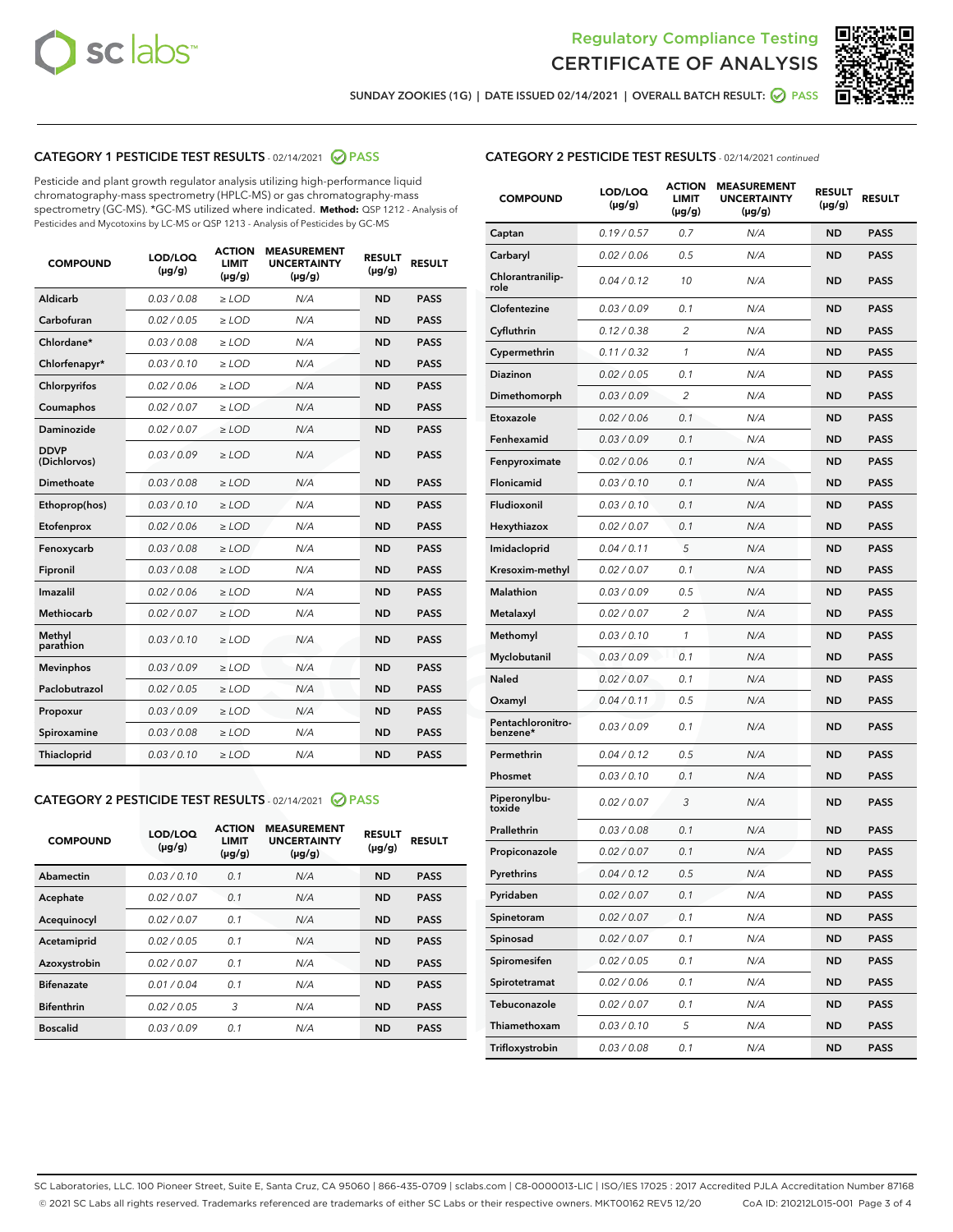Regulatory Compliance Testing
CERTIFICATE OF ANALYSIS

SUNDAY ZOOKIES (1G) | DATE ISSUED 02/14/2021 | OVERALL BATCH RESULT: PASS

## CATEGORY 1 PESTICIDE TEST RESULTS - 02/14/2021 PASS

Pesticide and plant growth regulator analysis utilizing high-performance liquid chromatography-mass spectrometry (HPLC-MS) or gas chromatography-mass spectrometry (GC-MS). *GC-MS utilized where indicated. **Method:** QSP 1212 - Analysis of Pesticides and Mycotoxins by LC-MS or QSP 1213 - Analysis of Pesticides by GC-MS

| COMPOUND | LOD/LOQ (µg/g) | ACTION LIMIT (µg/g) | MEASUREMENT UNCERTAINTY (µg/g) | RESULT (µg/g) | RESULT |
|---|---|---|---|---|---|
| Aldicarb | 0.03 / 0.08 | ≥ LOD | N/A | ND | PASS |
| Carbofuran | 0.02 / 0.05 | ≥ LOD | N/A | ND | PASS |
| Chlordane* | 0.03 / 0.08 | ≥ LOD | N/A | ND | PASS |
| Chlorfenapyr* | 0.03 / 0.10 | ≥ LOD | N/A | ND | PASS |
| Chlorpyrifos | 0.02 / 0.06 | ≥ LOD | N/A | ND | PASS |
| Coumaphos | 0.02 / 0.07 | ≥ LOD | N/A | ND | PASS |
| Daminozide | 0.02 / 0.07 | ≥ LOD | N/A | ND | PASS |
| DDVP (Dichlorvos) | 0.03 / 0.09 | ≥ LOD | N/A | ND | PASS |
| Dimethoate | 0.03 / 0.08 | ≥ LOD | N/A | ND | PASS |
| Ethoprop(hos) | 0.03 / 0.10 | ≥ LOD | N/A | ND | PASS |
| Etofenprox | 0.02 / 0.06 | ≥ LOD | N/A | ND | PASS |
| Fenoxycarb | 0.03 / 0.08 | ≥ LOD | N/A | ND | PASS |
| Fipronil | 0.03 / 0.08 | ≥ LOD | N/A | ND | PASS |
| Imazalil | 0.02 / 0.06 | ≥ LOD | N/A | ND | PASS |
| Methiocarb | 0.02 / 0.07 | ≥ LOD | N/A | ND | PASS |
| Methyl parathion | 0.03 / 0.10 | ≥ LOD | N/A | ND | PASS |
| Mevinphos | 0.03 / 0.09 | ≥ LOD | N/A | ND | PASS |
| Paclobutrazol | 0.02 / 0.05 | ≥ LOD | N/A | ND | PASS |
| Propoxur | 0.03 / 0.09 | ≥ LOD | N/A | ND | PASS |
| Spiroxamine | 0.03 / 0.08 | ≥ LOD | N/A | ND | PASS |
| Thiacloprid | 0.03 / 0.10 | ≥ LOD | N/A | ND | PASS |

## CATEGORY 2 PESTICIDE TEST RESULTS - 02/14/2021 PASS

| COMPOUND | LOD/LOQ (µg/g) | ACTION LIMIT (µg/g) | MEASUREMENT UNCERTAINTY (µg/g) | RESULT (µg/g) | RESULT |
|---|---|---|---|---|---|
| Abamectin | 0.03 / 0.10 | 0.1 | N/A | ND | PASS |
| Acephate | 0.02 / 0.07 | 0.1 | N/A | ND | PASS |
| Acequinocyl | 0.02 / 0.07 | 0.1 | N/A | ND | PASS |
| Acetamiprid | 0.02 / 0.05 | 0.1 | N/A | ND | PASS |
| Azoxystrobin | 0.02 / 0.07 | 0.1 | N/A | ND | PASS |
| Bifenazate | 0.01 / 0.04 | 0.1 | N/A | ND | PASS |
| Bifenthrin | 0.02 / 0.05 | 3 | N/A | ND | PASS |
| Boscalid | 0.03 / 0.09 | 0.1 | N/A | ND | PASS |
| Captan | 0.19 / 0.57 | 0.7 | N/A | ND | PASS |
| Carbaryl | 0.02 / 0.06 | 0.5 | N/A | ND | PASS |
| Chlorantraniliprole | 0.04 / 0.12 | 10 | N/A | ND | PASS |
| Clofentezine | 0.03 / 0.09 | 0.1 | N/A | ND | PASS |
| Cyfluthrin | 0.12 / 0.38 | 2 | N/A | ND | PASS |
| Cypermethrin | 0.11 / 0.32 | 1 | N/A | ND | PASS |
| Diazinon | 0.02 / 0.05 | 0.1 | N/A | ND | PASS |
| Dimethomorph | 0.03 / 0.09 | 2 | N/A | ND | PASS |
| Etoxazole | 0.02 / 0.06 | 0.1 | N/A | ND | PASS |
| Fenhexamid | 0.03 / 0.09 | 0.1 | N/A | ND | PASS |
| Fenpyroximate | 0.02 / 0.06 | 0.1 | N/A | ND | PASS |
| Flonicamid | 0.03 / 0.10 | 0.1 | N/A | ND | PASS |
| Fludioxonil | 0.03 / 0.10 | 0.1 | N/A | ND | PASS |
| Hexythiazox | 0.02 / 0.07 | 0.1 | N/A | ND | PASS |
| Imidacloprid | 0.04 / 0.11 | 5 | N/A | ND | PASS |
| Kresoxim-methyl | 0.02 / 0.07 | 0.1 | N/A | ND | PASS |
| Malathion | 0.03 / 0.09 | 0.5 | N/A | ND | PASS |
| Metalaxyl | 0.02 / 0.07 | 2 | N/A | ND | PASS |
| Methomyl | 0.03 / 0.10 | 1 | N/A | ND | PASS |
| Myclobutanil | 0.03 / 0.09 | 0.1 | N/A | ND | PASS |
| Naled | 0.02 / 0.07 | 0.1 | N/A | ND | PASS |
| Oxamyl | 0.04 / 0.11 | 0.5 | N/A | ND | PASS |
| Pentachloronitrobenzene* | 0.03 / 0.09 | 0.1 | N/A | ND | PASS |
| Permethrin | 0.04 / 0.12 | 0.5 | N/A | ND | PASS |
| Phosmet | 0.03 / 0.10 | 0.1 | N/A | ND | PASS |
| Piperonylbutoxide | 0.02 / 0.07 | 3 | N/A | ND | PASS |
| Prallethrin | 0.03 / 0.08 | 0.1 | N/A | ND | PASS |
| Propiconazole | 0.02 / 0.07 | 0.1 | N/A | ND | PASS |
| Pyrethrins | 0.04 / 0.12 | 0.5 | N/A | ND | PASS |
| Pyridaben | 0.02 / 0.07 | 0.1 | N/A | ND | PASS |
| Spinetoram | 0.02 / 0.07 | 0.1 | N/A | ND | PASS |
| Spinosad | 0.02 / 0.07 | 0.1 | N/A | ND | PASS |
| Spiromesifen | 0.02 / 0.05 | 0.1 | N/A | ND | PASS |
| Spirotetramat | 0.02 / 0.06 | 0.1 | N/A | ND | PASS |
| Tebuconazole | 0.02 / 0.07 | 0.1 | N/A | ND | PASS |
| Thiamethoxam | 0.03 / 0.10 | 5 | N/A | ND | PASS |
| Trifloxystrobin | 0.03 / 0.08 | 0.1 | N/A | ND | PASS |

SC Laboratories, LLC. 100 Pioneer Street, Suite E, Santa Cruz, CA 95060 | 866-435-0709 | sclabs.com | C8-0000013-LIC | ISO/IES 17025 : 2017 Accredited PJLA Accreditation Number 87168
© 2021 SC Labs all rights reserved. Trademarks referenced are trademarks of either SC Labs or their respective owners. MKT00162 REV5 12/20 CoA ID: 210212L015-001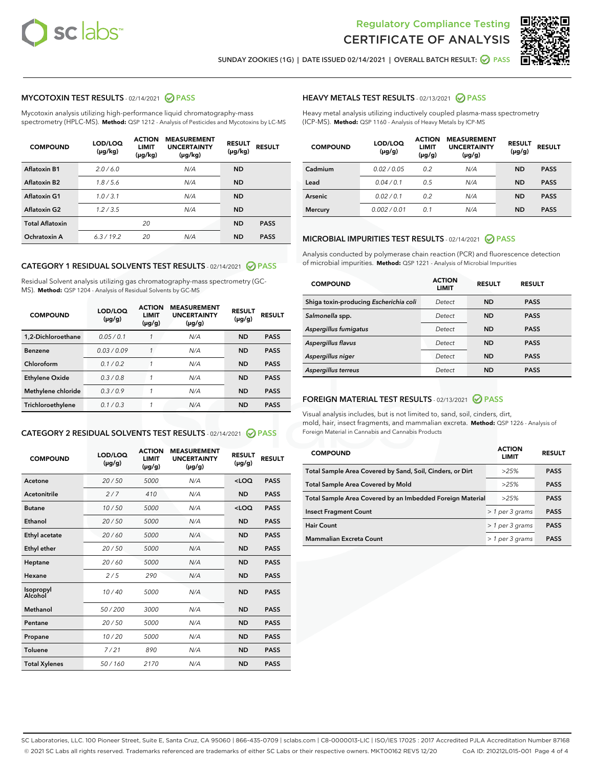Regulatory Compliance Testing
CERTIFICATE OF ANALYSIS

SUNDAY ZOOKIES (1G) | DATE ISSUED 02/14/2021 | OVERALL BATCH RESULT: PASS

## MYCOTOXIN TEST RESULTS - 02/14/2021 PASS

Mycotoxin analysis utilizing high-performance liquid chromatography-mass spectrometry (HPLC-MS). **Method:** QSP 1212 - Analysis of Pesticides and Mycotoxins by LC-MS

| COMPOUND | LOD/LOQ (µg/kg) | ACTION LIMIT (µg/kg) | MEASUREMENT UNCERTAINTY (µg/kg) | RESULT (µg/kg) | RESULT |
|---|---|---|---|---|---|
| Aflatoxin B1 | 2.0 / 6.0 | | N/A | ND | |
| Aflatoxin B2 | 1.8 / 5.6 | | N/A | ND | |
| Aflatoxin G1 | 1.0 / 3.1 | | N/A | ND | |
| Aflatoxin G2 | 1.2 / 3.5 | | N/A | ND | |
| Total Aflatoxin | | 20 | | ND | PASS |
| Ochratoxin A | 6.3 / 19.2 | 20 | N/A | ND | PASS |

## CATEGORY 1 RESIDUAL SOLVENTS TEST RESULTS - 02/14/2021 PASS

Residual Solvent analysis utilizing gas chromatography-mass spectrometry (GC-MS). **Method:** QSP 1204 - Analysis of Residual Solvents by GC-MS

| COMPOUND | LOD/LOQ (µg/g) | ACTION LIMIT (µg/g) | MEASUREMENT UNCERTAINTY (µg/g) | RESULT (µg/g) | RESULT |
|---|---|---|---|---|---|
| 1,2-Dichloroethane | 0.05 / 0.1 | 1 | N/A | ND | PASS |
| Benzene | 0.03 / 0.09 | 1 | N/A | ND | PASS |
| Chloroform | 0.1 / 0.2 | 1 | N/A | ND | PASS |
| Ethylene Oxide | 0.3 / 0.8 | 1 | N/A | ND | PASS |
| Methylene chloride | 0.3 / 0.9 | 1 | N/A | ND | PASS |
| Trichloroethylene | 0.1 / 0.3 | 1 | N/A | ND | PASS |

## CATEGORY 2 RESIDUAL SOLVENTS TEST RESULTS - 02/14/2021 PASS

| COMPOUND | LOD/LOQ (µg/g) | ACTION LIMIT (µg/g) | MEASUREMENT UNCERTAINTY (µg/g) | RESULT (µg/g) | RESULT |
|---|---|---|---|---|---|
| Acetone | 20 / 50 | 5000 | N/A | <LOQ | PASS |
| Acetonitrile | 2 / 7 | 410 | N/A | ND | PASS |
| Butane | 10 / 50 | 5000 | N/A | <LOQ | PASS |
| Ethanol | 20 / 50 | 5000 | N/A | ND | PASS |
| Ethyl acetate | 20 / 60 | 5000 | N/A | ND | PASS |
| Ethyl ether | 20 / 50 | 5000 | N/A | ND | PASS |
| Heptane | 20 / 60 | 5000 | N/A | ND | PASS |
| Hexane | 2 / 5 | 290 | N/A | ND | PASS |
| Isopropyl Alcohol | 10 / 40 | 5000 | N/A | ND | PASS |
| Methanol | 50 / 200 | 3000 | N/A | ND | PASS |
| Pentane | 20 / 50 | 5000 | N/A | ND | PASS |
| Propane | 10 / 20 | 5000 | N/A | ND | PASS |
| Toluene | 7 / 21 | 890 | N/A | ND | PASS |
| Total Xylenes | 50 / 160 | 2170 | N/A | ND | PASS |

## HEAVY METALS TEST RESULTS - 02/13/2021 PASS

Heavy metal analysis utilizing inductively coupled plasma-mass spectrometry (ICP-MS). **Method:** QSP 1160 - Analysis of Heavy Metals by ICP-MS

| COMPOUND | LOD/LOQ (µg/g) | ACTION LIMIT (µg/g) | MEASUREMENT UNCERTAINTY (µg/g) | RESULT (µg/g) | RESULT |
|---|---|---|---|---|---|
| Cadmium | 0.02 / 0.05 | 0.2 | N/A | ND | PASS |
| Lead | 0.04 / 0.1 | 0.5 | N/A | ND | PASS |
| Arsenic | 0.02 / 0.1 | 0.2 | N/A | ND | PASS |
| Mercury | 0.002 / 0.01 | 0.1 | N/A | ND | PASS |

## MICROBIAL IMPURITIES TEST RESULTS - 02/14/2021 PASS

Analysis conducted by polymerase chain reaction (PCR) and fluorescence detection of microbial impurities. **Method:** QSP 1221 - Analysis of Microbial Impurities

| COMPOUND | ACTION LIMIT | RESULT | RESULT |
|---|---|---|---|
| Shiga toxin-producing *Escherichia coli* | Detect | ND | PASS |
| *Salmonella* spp. | Detect | ND | PASS |
| *Aspergillus fumigatus* | Detect | ND | PASS |
| *Aspergillus flavus* | Detect | ND | PASS |
| *Aspergillus niger* | Detect | ND | PASS |
| *Aspergillus terreus* | Detect | ND | PASS |

## FOREIGN MATERIAL TEST RESULTS - 02/13/2021 PASS

Visual analysis includes, but is not limited to, sand, soil, cinders, dirt, mold, hair, insect fragments, and mammalian excreta. **Method:** QSP 1226 - Analysis of Foreign Material in Cannabis and Cannabis Products

| COMPOUND | ACTION LIMIT | RESULT |
|---|---|---|
| Total Sample Area Covered by Sand, Soil, Cinders, or Dirt | >25% | PASS |
| Total Sample Area Covered by Mold | >25% | PASS |
| Total Sample Area Covered by an Imbedded Foreign Material | >25% | PASS |
| Insect Fragment Count | > 1 per 3 grams | PASS |
| Hair Count | > 1 per 3 grams | PASS |
| Mammalian Excreta Count | > 1 per 3 grams | PASS |

SC Laboratories, LLC. 100 Pioneer Street, Suite E, Santa Cruz, CA 95060 | 866-435-0709 | sclabs.com | C8-0000013-LIC | ISO/IES 17025 : 2017 Accredited PJLA Accreditation Number 87168
© 2021 SC Labs all rights reserved. Trademarks referenced are trademarks of either SC Labs or their respective owners. MKT00162 REV5 12/20 CoA ID: 210212L015-001